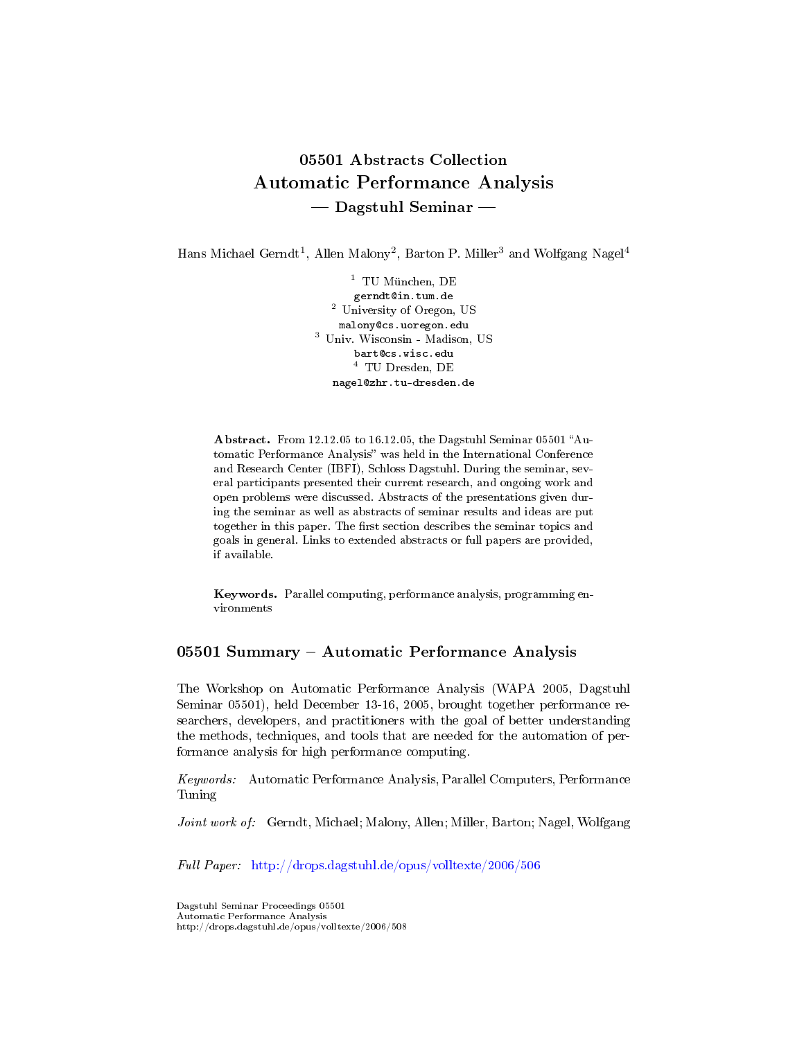# 05501 Abstracts Collection
# Automatic Performance Analysis
## — Dagstuhl Seminar —

Hans Michael Gerndt[1], Allen Malony[2], Barton P. Miller[3] and Wolfgang Nagel[4]

[1] TU München, DE
gerndt@in.tum.de
[2] University of Oregon, US
malony@cs.uoregon.edu
[3] Univ. Wisconsin - Madison, US
bart@cs.wisc.edu
[4] TU Dresden, DE
nagel@zhr.tu-dresden.de

**Abstract.** From 12.12.05 to 16.12.05, the Dagstuhl Seminar 05501 "Automatic Performance Analysis" was held in the International Conference and Research Center (IBFI), Schloss Dagstuhl. During the seminar, several participants presented their current research, and ongoing work and open problems were discussed. Abstracts of the presentations given during the seminar as well as abstracts of seminar results and ideas are put together in this paper. The first section describes the seminar topics and goals in general. Links to extended abstracts or full papers are provided, if available.

**Keywords.** Parallel computing, performance analysis, programming environments

## 05501 Summary – Automatic Performance Analysis

The Workshop on Automatic Performance Analysis (WAPA 2005, Dagstuhl Seminar 05501), held December 13-16, 2005, brought together performance researchers, developers, and practitioners with the goal of better understanding the methods, techniques, and tools that are needed for the automation of performance analysis for high performance computing.

*Keywords:* Automatic Performance Analysis, Parallel Computers, Performance Tuning

*Joint work of:* Gerndt, Michael; Malony, Allen; Miller, Barton; Nagel, Wolfgang

*Full Paper:* http://drops.dagstuhl.de/opus/volltexte/2006/506

Dagstuhl Seminar Proceedings 05501
Automatic Performance Analysis
http://drops.dagstuhl.de/opus/volltexte/2006/508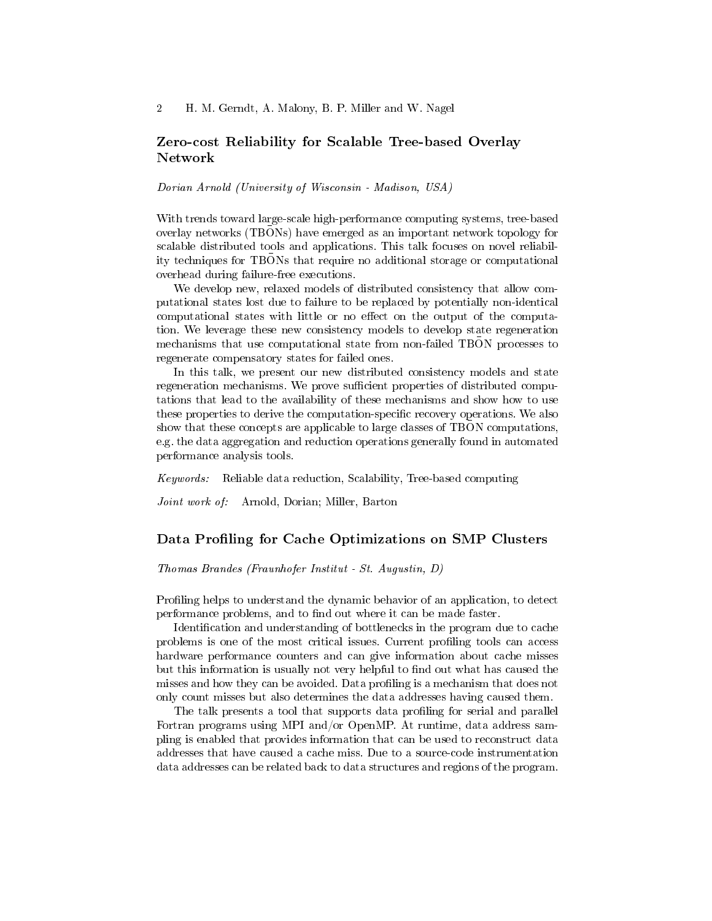## Zero-cost Reliability for Scalable Tree-based Overlay Network

*Dorian Arnold (University of Wisconsin - Madison, USA)*

With trends toward large-scale high-performance computing systems, tree-based overlay networks (TBONs) have emerged as an important network topology for scalable distributed tools and applications. This talk focuses on novel reliability techniques for TBONs that require no additional storage or computational overhead during failure-free executions.

We develop new, relaxed models of distributed consistency that allow computational states lost due to failure to be replaced by potentially non-identical computational states with little or no effect on the output of the computation. We leverage these new consistency models to develop state regeneration mechanisms that use computational state from non-failed TBON processes to regenerate compensatory states for failed ones.

In this talk, we present our new distributed consistency models and state regeneration mechanisms. We prove sufficient properties of distributed computations that lead to the availability of these mechanisms and show how to use these properties to derive the computation-specific recovery operations. We also show that these concepts are applicable to large classes of TBON computations, e.g. the data aggregation and reduction operations generally found in automated performance analysis tools.

*Keywords:* Reliable data reduction, Scalability, Tree-based computing

*Joint work of:* Arnold, Dorian; Miller, Barton

## Data Profiling for Cache Optimizations on SMP Clusters

*Thomas Brandes (Fraunhofer Institut - St. Augustin, D)*

Profiling helps to understand the dynamic behavior of an application, to detect performance problems, and to find out where it can be made faster.

Identification and understanding of bottlenecks in the program due to cache problems is one of the most critical issues. Current profiling tools can access hardware performance counters and can give information about cache misses but this information is usually not very helpful to find out what has caused the misses and how they can be avoided. Data profiling is a mechanism that does not only count misses but also determines the data addresses having caused them.

The talk presents a tool that supports data profiling for serial and parallel Fortran programs using MPI and/or OpenMP. At runtime, data address sampling is enabled that provides information that can be used to reconstruct data addresses that have caused a cache miss. Due to a source-code instrumentation data addresses can be related back to data structures and regions of the program.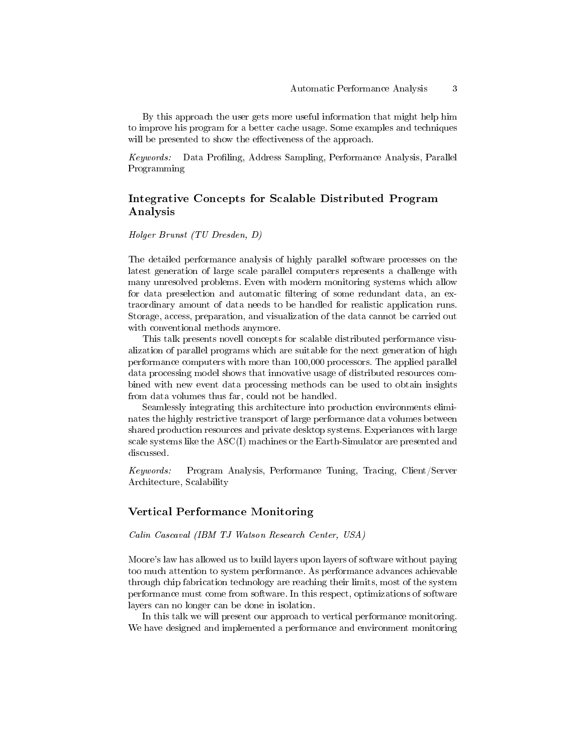By this approach the user gets more useful information that might help him to improve his program for a better cache usage. Some examples and techniques will be presented to show the effectiveness of the approach.

*Keywords:* Data Profiling, Address Sampling, Performance Analysis, Parallel Programming

## Integrative Concepts for Scalable Distributed Program Analysis

*Holger Brunst (TU Dresden, D)*

The detailed performance analysis of highly parallel software processes on the latest generation of large scale parallel computers represents a challenge with many unresolved problems. Even with modern monitoring systems which allow for data preselection and automatic filtering of some redundant data, an extraordinary amount of data needs to be handled for realistic application runs. Storage, access, preparation, and visualization of the data cannot be carried out with conventional methods anymore.

This talk presents novell concepts for scalable distributed performance visualization of parallel programs which are suitable for the next generation of high performance computers with more than 100,000 processors. The applied parallel data processing model shows that innovative usage of distributed resources combined with new event data processing methods can be used to obtain insights from data volumes thus far, could not be handled.

Seamlessly integrating this architecture into production environments eliminates the highly restrictive transport of large performance data volumes between shared production resources and private desktop systems. Experiances with large scale systems like the ASC(I) machines or the Earth-Simulator are presented and discussed.

*Keywords:* Program Analysis, Performance Tuning, Tracing, Client/Server Architecture, Scalability

## Vertical Performance Monitoring

*Calin Cascaval (IBM TJ Watson Research Center, USA)*

Moore's law has allowed us to build layers upon layers of software without paying too much attention to system performance. As performance advances achievable through chip fabrication technology are reaching their limits, most of the system performance must come from software. In this respect, optimizations of software layers can no longer can be done in isolation.

In this talk we will present our approach to vertical performance monitoring. We have designed and implemented a performance and environment monitoring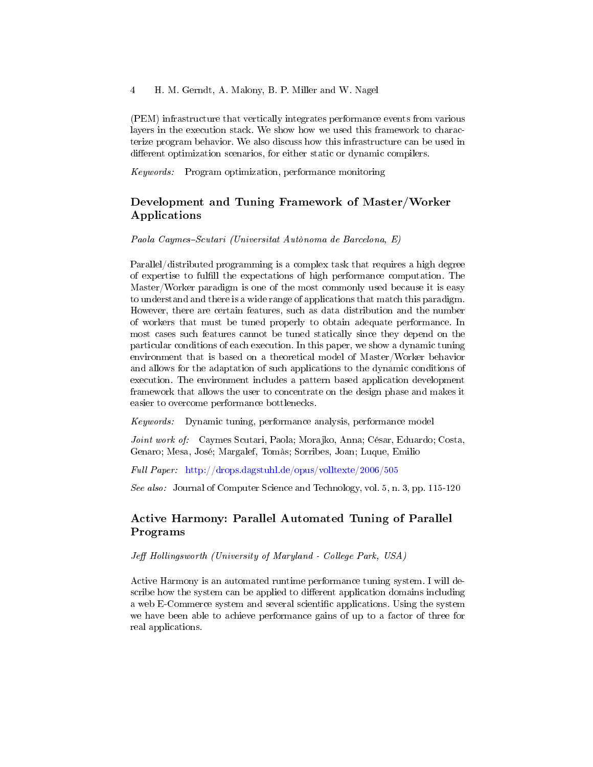(PEM) infrastructure that vertically integrates performance events from various layers in the execution stack. We show how we used this framework to characterize program behavior. We also discuss how this infrastructure can be used in different optimization scenarios, for either static or dynamic compilers.

*Keywords:* Program optimization, performance monitoring

## Development and Tuning Framework of Master/Worker Applications

*Paola Caymes–Scutari (Universitat Autònoma de Barcelona, E)*

Parallel/distributed programming is a complex task that requires a high degree of expertise to fulfill the expectations of high performance computation. The Master/Worker paradigm is one of the most commonly used because it is easy to understand and there is a wide range of applications that match this paradigm. However, there are certain features, such as data distribution and the number of workers that must be tuned properly to obtain adequate performance. In most cases such features cannot be tuned statically since they depend on the particular conditions of each execution. In this paper, we show a dynamic tuning environment that is based on a theoretical model of Master/Worker behavior and allows for the adaptation of such applications to the dynamic conditions of execution. The environment includes a pattern based application development framework that allows the user to concentrate on the design phase and makes it easier to overcome performance bottlenecks.

*Keywords:* Dynamic tuning, performance analysis, performance model

*Joint work of:* Caymes Scutari, Paola; Morajko, Anna; César, Eduardo; Costa, Genaro; Mesa, José; Margalef, Tomàs; Sorribes, Joan; Luque, Emilio

*Full Paper:* http://drops.dagstuhl.de/opus/volltexte/2006/505

*See also:* Journal of Computer Science and Technology, vol. 5, n. 3, pp. 115-120

## Active Harmony: Parallel Automated Tuning of Parallel Programs

*Jeff Hollingsworth (University of Maryland - College Park, USA)*

Active Harmony is an automated runtime performance tuning system. I will describe how the system can be applied to different application domains including a web E-Commerce system and several scientific applications. Using the system we have been able to achieve performance gains of up to a factor of three for real applications.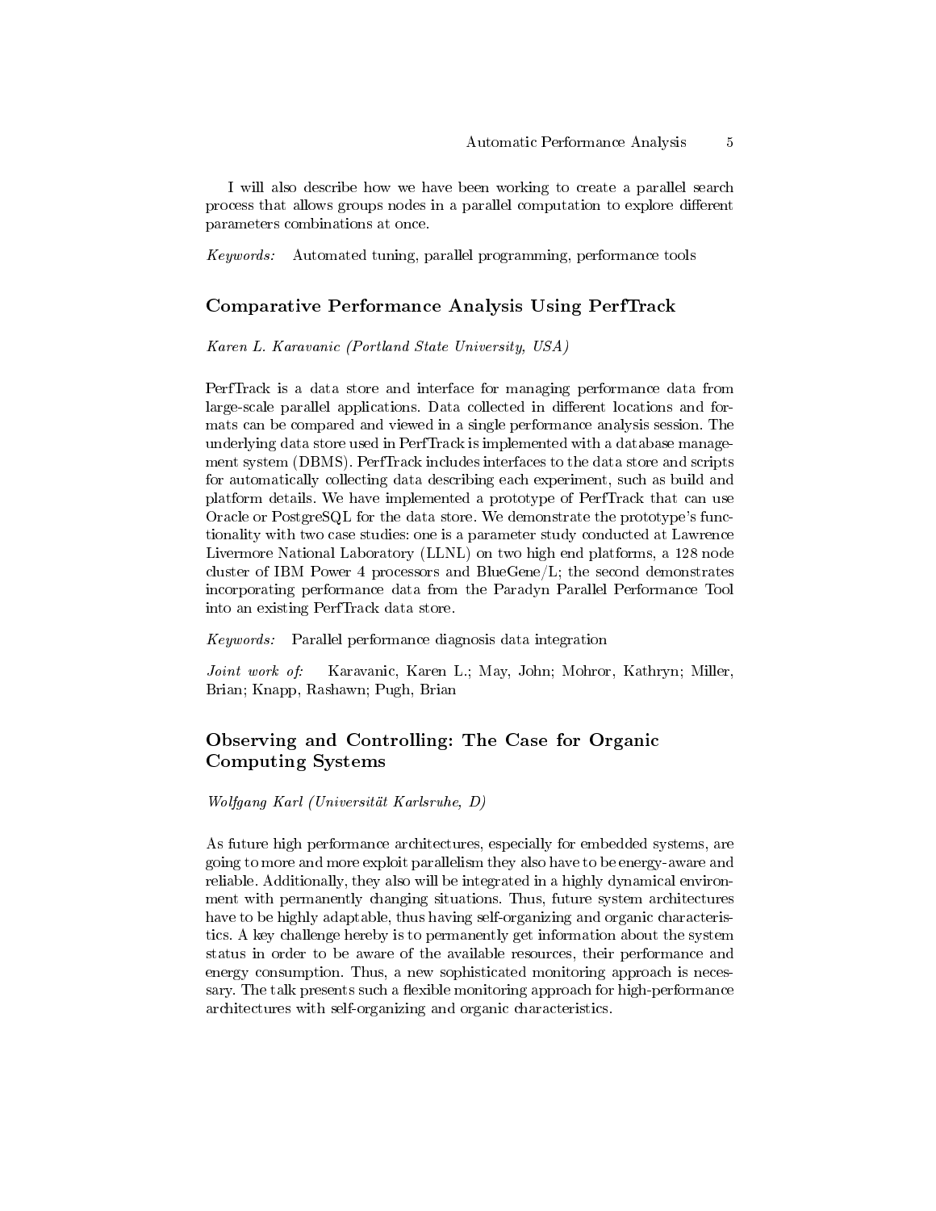I will also describe how we have been working to create a parallel search process that allows groups nodes in a parallel computation to explore different parameters combinations at once.

*Keywords:* Automated tuning, parallel programming, performance tools

## Comparative Performance Analysis Using PerfTrack

*Karen L. Karavanic (Portland State University, USA)*

PerfTrack is a data store and interface for managing performance data from large-scale parallel applications. Data collected in different locations and formats can be compared and viewed in a single performance analysis session. The underlying data store used in PerfTrack is implemented with a database management system (DBMS). PerfTrack includes interfaces to the data store and scripts for automatically collecting data describing each experiment, such as build and platform details. We have implemented a prototype of PerfTrack that can use Oracle or PostgreSQL for the data store. We demonstrate the prototype's functionality with two case studies: one is a parameter study conducted at Lawrence Livermore National Laboratory (LLNL) on two high end platforms, a 128 node cluster of IBM Power 4 processors and BlueGene/L; the second demonstrates incorporating performance data from the Paradyn Parallel Performance Tool into an existing PerfTrack data store.

*Keywords:* Parallel performance diagnosis data integration

*Joint work of:* Karavanic, Karen L.; May, John; Mohror, Kathryn; Miller, Brian; Knapp, Rashawn; Pugh, Brian

## Observing and Controlling: The Case for Organic Computing Systems

*Wolfgang Karl (Universität Karlsruhe, D)*

As future high performance architectures, especially for embedded systems, are going to more and more exploit parallelism they also have to be energy-aware and reliable. Additionally, they also will be integrated in a highly dynamical environment with permanently changing situations. Thus, future system architectures have to be highly adaptable, thus having self-organizing and organic characteristics. A key challenge hereby is to permanently get information about the system status in order to be aware of the available resources, their performance and energy consumption. Thus, a new sophisticated monitoring approach is necessary. The talk presents such a flexible monitoring approach for high-performance architectures with self-organizing and organic characteristics.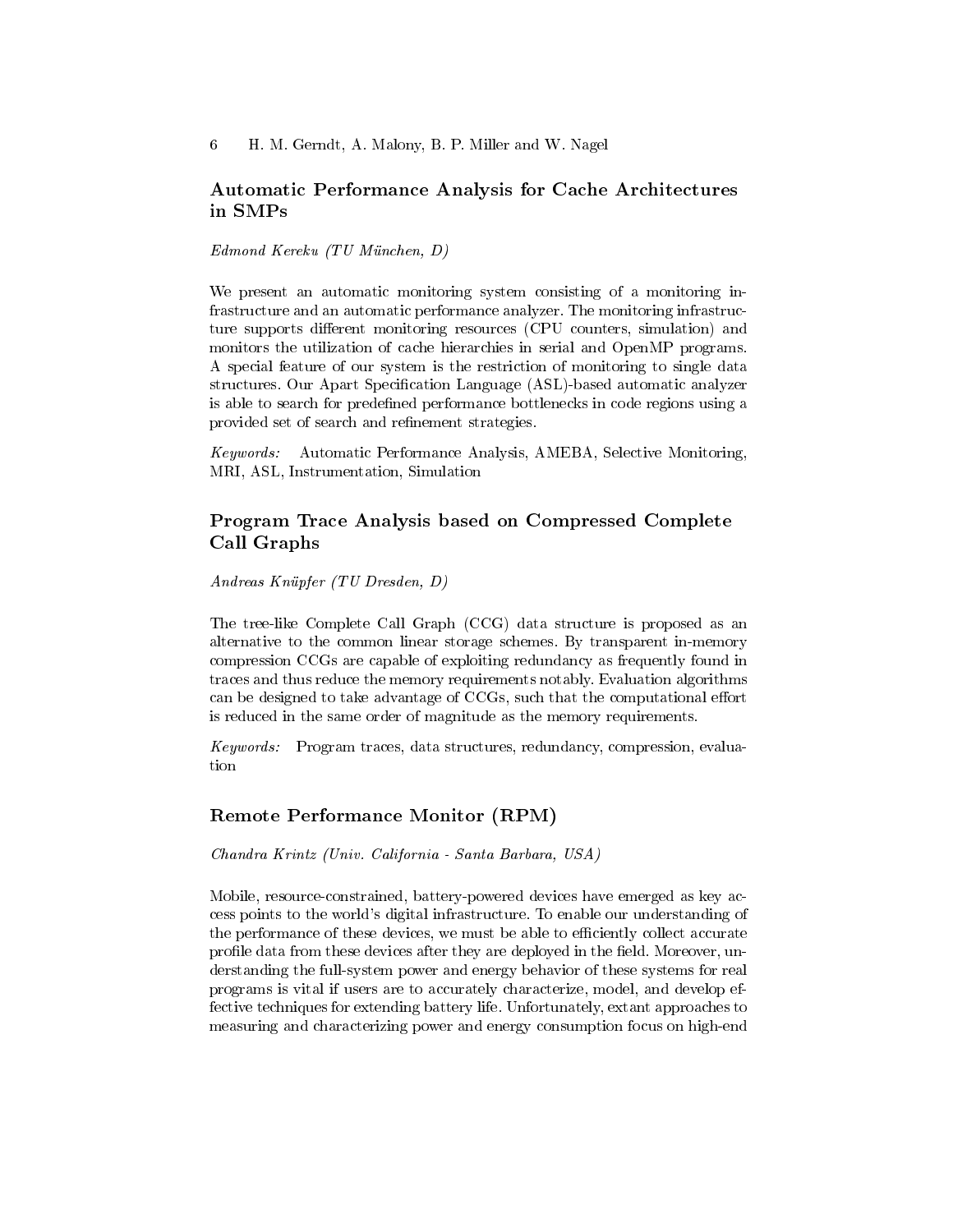## Automatic Performance Analysis for Cache Architectures in SMPs

*Edmond Kereku (TU München, D)*

We present an automatic monitoring system consisting of a monitoring infrastructure and an automatic performance analyzer. The monitoring infrastructure supports different monitoring resources (CPU counters, simulation) and monitors the utilization of cache hierarchies in serial and OpenMP programs. A special feature of our system is the restriction of monitoring to single data structures. Our Apart Specification Language (ASL)-based automatic analyzer is able to search for predefined performance bottlenecks in code regions using a provided set of search and refinement strategies.

*Keywords:* Automatic Performance Analysis, AMEBA, Selective Monitoring, MRI, ASL, Instrumentation, Simulation

## Program Trace Analysis based on Compressed Complete Call Graphs

*Andreas Knüpfer (TU Dresden, D)*

The tree-like Complete Call Graph (CCG) data structure is proposed as an alternative to the common linear storage schemes. By transparent in-memory compression CCGs are capable of exploiting redundancy as frequently found in traces and thus reduce the memory requirements notably. Evaluation algorithms can be designed to take advantage of CCGs, such that the computational effort is reduced in the same order of magnitude as the memory requirements.

*Keywords:* Program traces, data structures, redundancy, compression, evaluation

## Remote Performance Monitor (RPM)

*Chandra Krintz (Univ. California - Santa Barbara, USA)*

Mobile, resource-constrained, battery-powered devices have emerged as key access points to the world's digital infrastructure. To enable our understanding of the performance of these devices, we must be able to efficiently collect accurate profile data from these devices after they are deployed in the field. Moreover, understanding the full-system power and energy behavior of these systems for real programs is vital if users are to accurately characterize, model, and develop effective techniques for extending battery life. Unfortunately, extant approaches to measuring and characterizing power and energy consumption focus on high-end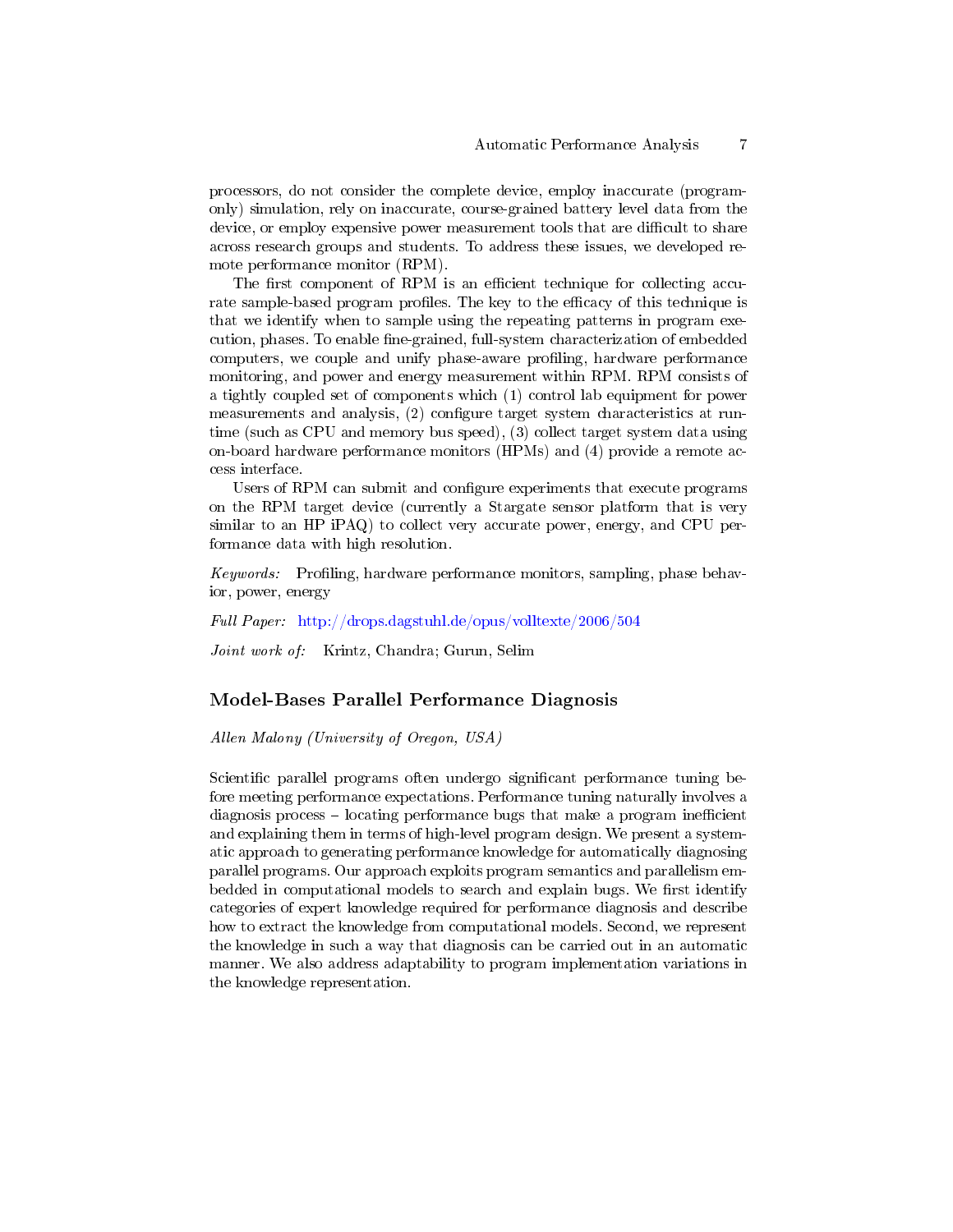processors, do not consider the complete device, employ inaccurate (program-only) simulation, rely on inaccurate, course-grained battery level data from the device, or employ expensive power measurement tools that are difficult to share across research groups and students. To address these issues, we developed remote performance monitor (RPM).

The first component of RPM is an efficient technique for collecting accurate sample-based program profiles. The key to the efficacy of this technique is that we identify when to sample using the repeating patterns in program execution, phases. To enable fine-grained, full-system characterization of embedded computers, we couple and unify phase-aware profiling, hardware performance monitoring, and power and energy measurement within RPM. RPM consists of a tightly coupled set of components which (1) control lab equipment for power measurements and analysis, (2) configure target system characteristics at runtime (such as CPU and memory bus speed), (3) collect target system data using on-board hardware performance monitors (HPMs) and (4) provide a remote access interface.

Users of RPM can submit and configure experiments that execute programs on the RPM target device (currently a Stargate sensor platform that is very similar to an HP iPAQ) to collect very accurate power, energy, and CPU performance data with high resolution.

*Keywords:* Profiling, hardware performance monitors, sampling, phase behavior, power, energy

*Full Paper:* http://drops.dagstuhl.de/opus/volltexte/2006/504

*Joint work of:* Krintz, Chandra; Gurun, Selim

## Model-Bases Parallel Performance Diagnosis

*Allen Malony (University of Oregon, USA)*

Scientific parallel programs often undergo significant performance tuning before meeting performance expectations. Performance tuning naturally involves a diagnosis process – locating performance bugs that make a program inefficient and explaining them in terms of high-level program design. We present a systematic approach to generating performance knowledge for automatically diagnosing parallel programs. Our approach exploits program semantics and parallelism embedded in computational models to search and explain bugs. We first identify categories of expert knowledge required for performance diagnosis and describe how to extract the knowledge from computational models. Second, we represent the knowledge in such a way that diagnosis can be carried out in an automatic manner. We also address adaptability to program implementation variations in the knowledge representation.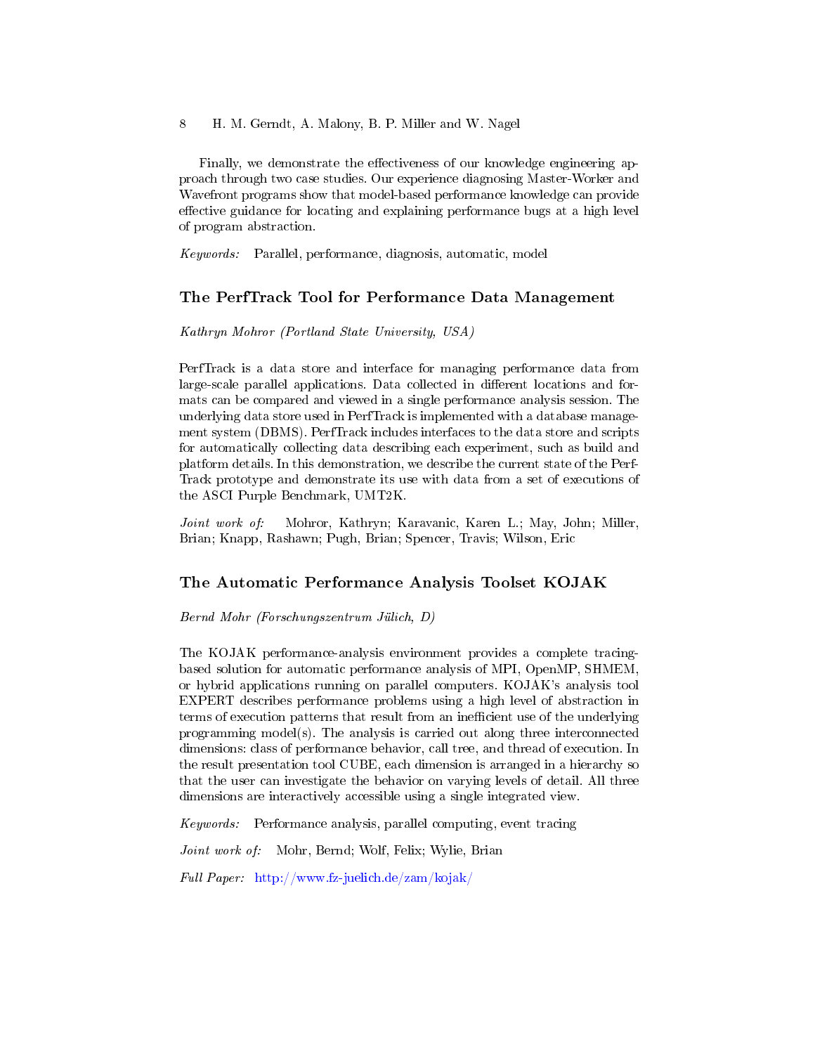Finally, we demonstrate the effectiveness of our knowledge engineering approach through two case studies. Our experience diagnosing Master-Worker and Wavefront programs show that model-based performance knowledge can provide effective guidance for locating and explaining performance bugs at a high level of program abstraction.

*Keywords:* Parallel, performance, diagnosis, automatic, model

## The PerfTrack Tool for Performance Data Management

*Kathryn Mohror (Portland State University, USA)*

PerfTrack is a data store and interface for managing performance data from large-scale parallel applications. Data collected in different locations and formats can be compared and viewed in a single performance analysis session. The underlying data store used in PerfTrack is implemented with a database management system (DBMS). PerfTrack includes interfaces to the data store and scripts for automatically collecting data describing each experiment, such as build and platform details. In this demonstration, we describe the current state of the PerfTrack prototype and demonstrate its use with data from a set of executions of the ASCI Purple Benchmark, UMT2K.

*Joint work of:* Mohror, Kathryn; Karavanic, Karen L.; May, John; Miller, Brian; Knapp, Rashawn; Pugh, Brian; Spencer, Travis; Wilson, Eric

## The Automatic Performance Analysis Toolset KOJAK

*Bernd Mohr (Forschungszentrum Jülich, D)*

The KOJAK performance-analysis environment provides a complete tracing-based solution for automatic performance analysis of MPI, OpenMP, SHMEM, or hybrid applications running on parallel computers. KOJAK's analysis tool EXPERT describes performance problems using a high level of abstraction in terms of execution patterns that result from an inefficient use of the underlying programming model(s). The analysis is carried out along three interconnected dimensions: class of performance behavior, call tree, and thread of execution. In the result presentation tool CUBE, each dimension is arranged in a hierarchy so that the user can investigate the behavior on varying levels of detail. All three dimensions are interactively accessible using a single integrated view.

*Keywords:* Performance analysis, parallel computing, event tracing

*Joint work of:* Mohr, Bernd; Wolf, Felix; Wylie, Brian

*Full Paper:* http://www.fz-juelich.de/zam/kojak/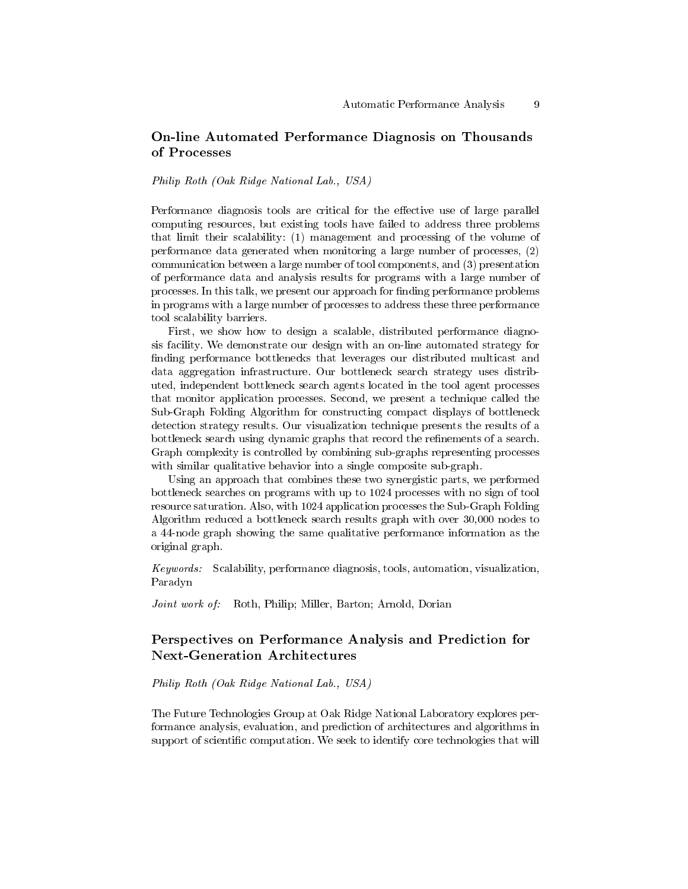## On-line Automated Performance Diagnosis on Thousands of Processes

*Philip Roth (Oak Ridge National Lab., USA)*

Performance diagnosis tools are critical for the effective use of large parallel computing resources, but existing tools have failed to address three problems that limit their scalability: (1) management and processing of the volume of performance data generated when monitoring a large number of processes, (2) communication between a large number of tool components, and (3) presentation of performance data and analysis results for programs with a large number of processes. In this talk, we present our approach for finding performance problems in programs with a large number of processes to address these three performance tool scalability barriers.

First, we show how to design a scalable, distributed performance diagnosis facility. We demonstrate our design with an on-line automated strategy for finding performance bottlenecks that leverages our distributed multicast and data aggregation infrastructure. Our bottleneck search strategy uses distributed, independent bottleneck search agents located in the tool agent processes that monitor application processes. Second, we present a technique called the Sub-Graph Folding Algorithm for constructing compact displays of bottleneck detection strategy results. Our visualization technique presents the results of a bottleneck search using dynamic graphs that record the refinements of a search. Graph complexity is controlled by combining sub-graphs representing processes with similar qualitative behavior into a single composite sub-graph.

Using an approach that combines these two synergistic parts, we performed bottleneck searches on programs with up to 1024 processes with no sign of tool resource saturation. Also, with 1024 application processes the Sub-Graph Folding Algorithm reduced a bottleneck search results graph with over 30,000 nodes to a 44-node graph showing the same qualitative performance information as the original graph.

*Keywords:* Scalability, performance diagnosis, tools, automation, visualization, Paradyn

*Joint work of:* Roth, Philip; Miller, Barton; Arnold, Dorian

## Perspectives on Performance Analysis and Prediction for Next-Generation Architectures

*Philip Roth (Oak Ridge National Lab., USA)*

The Future Technologies Group at Oak Ridge National Laboratory explores performance analysis, evaluation, and prediction of architectures and algorithms in support of scientific computation. We seek to identify core technologies that will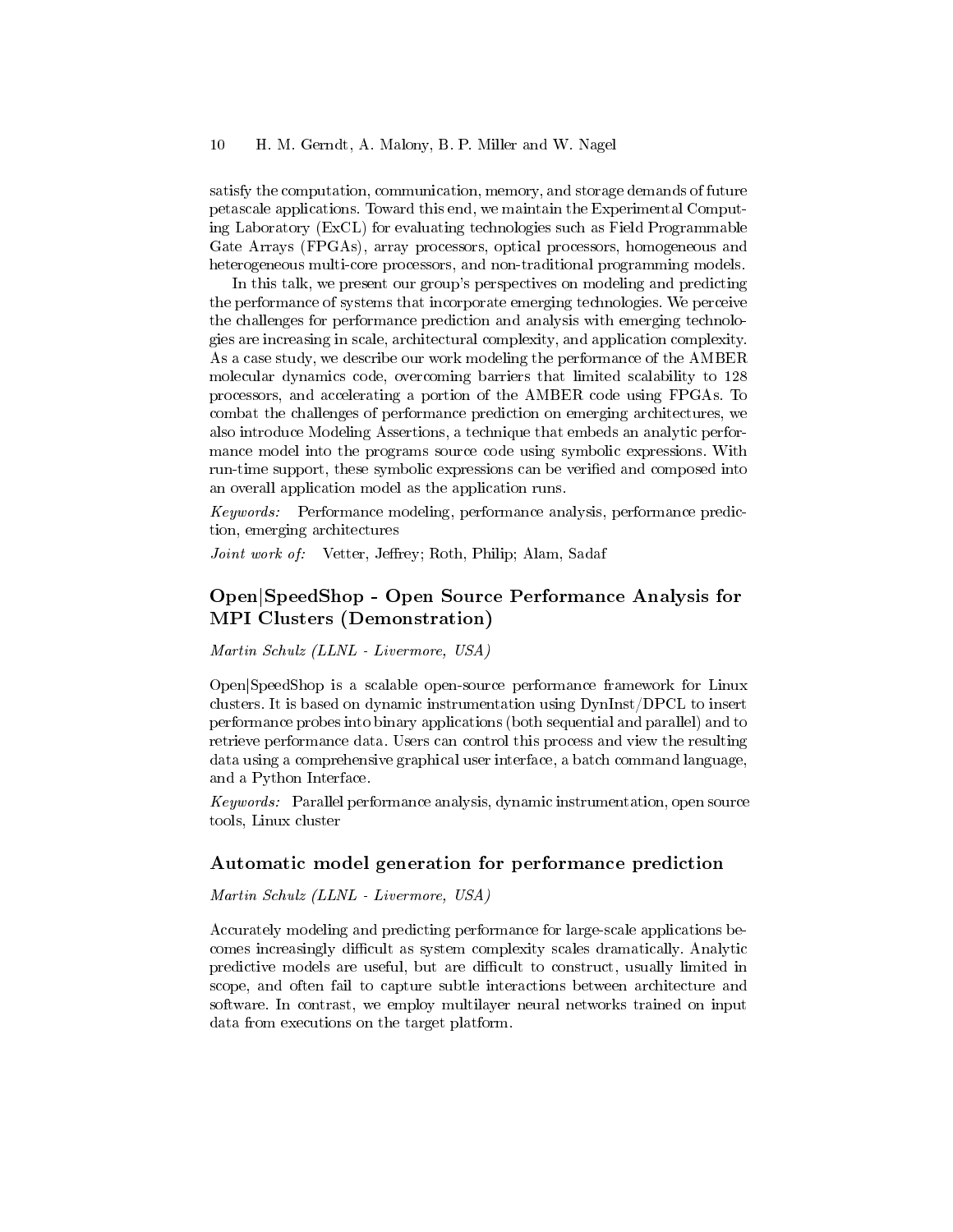satisfy the computation, communication, memory, and storage demands of future petascale applications. Toward this end, we maintain the Experimental Computing Laboratory (ExCL) for evaluating technologies such as Field Programmable Gate Arrays (FPGAs), array processors, optical processors, homogeneous and heterogeneous multi-core processors, and non-traditional programming models.

In this talk, we present our group's perspectives on modeling and predicting the performance of systems that incorporate emerging technologies. We perceive the challenges for performance prediction and analysis with emerging technologies are increasing in scale, architectural complexity, and application complexity. As a case study, we describe our work modeling the performance of the AMBER molecular dynamics code, overcoming barriers that limited scalability to 128 processors, and accelerating a portion of the AMBER code using FPGAs. To combat the challenges of performance prediction on emerging architectures, we also introduce Modeling Assertions, a technique that embeds an analytic performance model into the programs source code using symbolic expressions. With run-time support, these symbolic expressions can be verified and composed into an overall application model as the application runs.

*Keywords:* Performance modeling, performance analysis, performance prediction, emerging architectures

*Joint work of:* Vetter, Jeffrey; Roth, Philip; Alam, Sadaf

## Open|SpeedShop - Open Source Performance Analysis for MPI Clusters (Demonstration)

*Martin Schulz (LLNL - Livermore, USA)*

Open|SpeedShop is a scalable open-source performance framework for Linux clusters. It is based on dynamic instrumentation using DynInst/DPCL to insert performance probes into binary applications (both sequential and parallel) and to retrieve performance data. Users can control this process and view the resulting data using a comprehensive graphical user interface, a batch command language, and a Python Interface.

*Keywords:* Parallel performance analysis, dynamic instrumentation, open source tools, Linux cluster

## Automatic model generation for performance prediction

*Martin Schulz (LLNL - Livermore, USA)*

Accurately modeling and predicting performance for large-scale applications becomes increasingly difficult as system complexity scales dramatically. Analytic predictive models are useful, but are difficult to construct, usually limited in scope, and often fail to capture subtle interactions between architecture and software. In contrast, we employ multilayer neural networks trained on input data from executions on the target platform.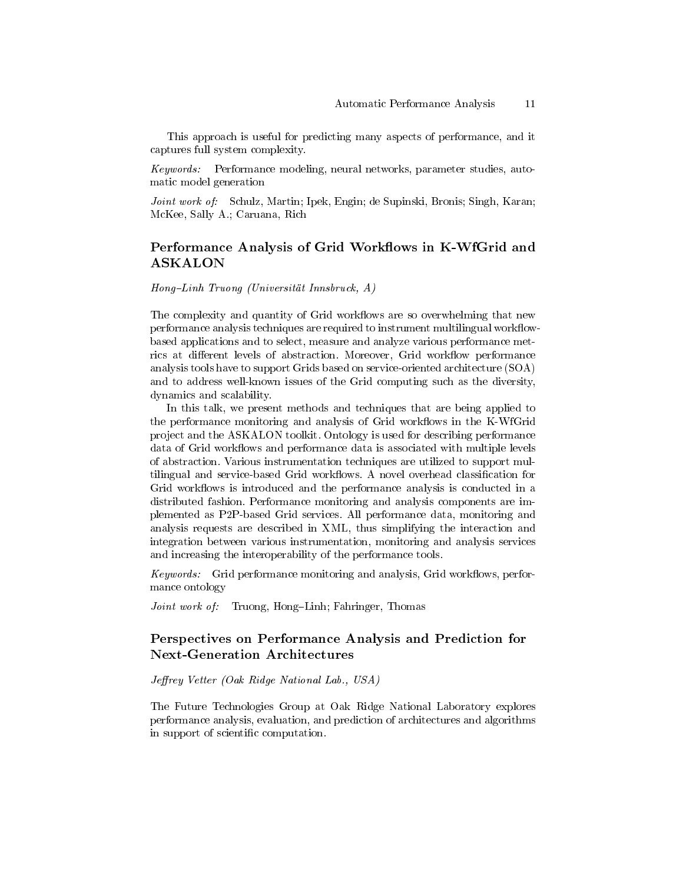This approach is useful for predicting many aspects of performance, and it captures full system complexity.

*Keywords:* Performance modeling, neural networks, parameter studies, automatic model generation

*Joint work of:* Schulz, Martin; Ipek, Engin; de Supinski, Bronis; Singh, Karan; McKee, Sally A.; Caruana, Rich

## Performance Analysis of Grid Workflows in K-WfGrid and ASKALON

*Hong–Linh Truong (Universität Innsbruck, A)*

The complexity and quantity of Grid workflows are so overwhelming that new performance analysis techniques are required to instrument multilingual workflow-based applications and to select, measure and analyze various performance metrics at different levels of abstraction. Moreover, Grid workflow performance analysis tools have to support Grids based on service-oriented architecture (SOA) and to address well-known issues of the Grid computing such as the diversity, dynamics and scalability.

In this talk, we present methods and techniques that are being applied to the performance monitoring and analysis of Grid workflows in the K-WfGrid project and the ASKALON toolkit. Ontology is used for describing performance data of Grid workflows and performance data is associated with multiple levels of abstraction. Various instrumentation techniques are utilized to support multilingual and service-based Grid workflows. A novel overhead classification for Grid workflows is introduced and the performance analysis is conducted in a distributed fashion. Performance monitoring and analysis components are implemented as P2P-based Grid services. All performance data, monitoring and analysis requests are described in XML, thus simplifying the interaction and integration between various instrumentation, monitoring and analysis services and increasing the interoperability of the performance tools.

*Keywords:* Grid performance monitoring and analysis, Grid workflows, performance ontology

*Joint work of:* Truong, Hong–Linh; Fahringer, Thomas

## Perspectives on Performance Analysis and Prediction for Next-Generation Architectures

*Jeffrey Vetter (Oak Ridge National Lab., USA)*

The Future Technologies Group at Oak Ridge National Laboratory explores performance analysis, evaluation, and prediction of architectures and algorithms in support of scientific computation.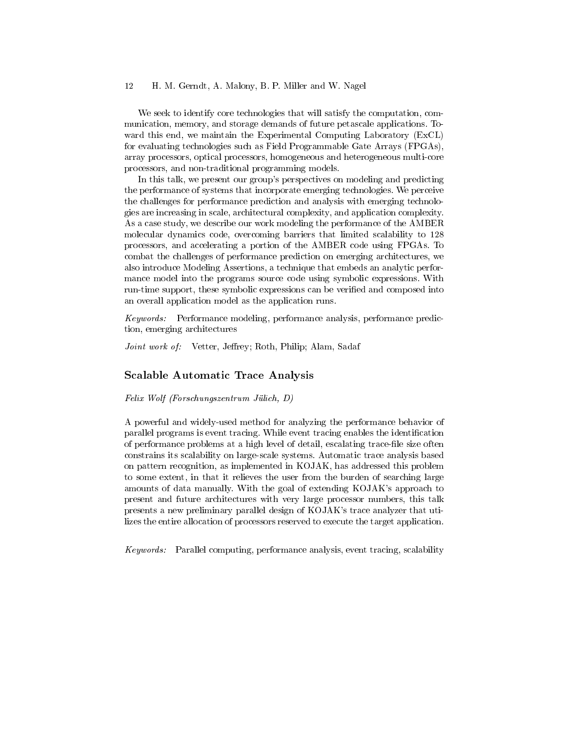We seek to identify core technologies that will satisfy the computation, communication, memory, and storage demands of future petascale applications. Toward this end, we maintain the Experimental Computing Laboratory (ExCL) for evaluating technologies such as Field Programmable Gate Arrays (FPGAs), array processors, optical processors, homogeneous and heterogeneous multi-core processors, and non-traditional programming models.

In this talk, we present our group's perspectives on modeling and predicting the performance of systems that incorporate emerging technologies. We perceive the challenges for performance prediction and analysis with emerging technologies are increasing in scale, architectural complexity, and application complexity. As a case study, we describe our work modeling the performance of the AMBER molecular dynamics code, overcoming barriers that limited scalability to 128 processors, and accelerating a portion of the AMBER code using FPGAs. To combat the challenges of performance prediction on emerging architectures, we also introduce Modeling Assertions, a technique that embeds an analytic performance model into the programs source code using symbolic expressions. With run-time support, these symbolic expressions can be verified and composed into an overall application model as the application runs.

*Keywords:* Performance modeling, performance analysis, performance prediction, emerging architectures

*Joint work of:* Vetter, Jeffrey; Roth, Philip; Alam, Sadaf

## Scalable Automatic Trace Analysis

*Felix Wolf (Forschungszentrum Jülich, D)*

A powerful and widely-used method for analyzing the performance behavior of parallel programs is event tracing. While event tracing enables the identification of performance problems at a high level of detail, escalating trace-file size often constrains its scalability on large-scale systems. Automatic trace analysis based on pattern recognition, as implemented in KOJAK, has addressed this problem to some extent, in that it relieves the user from the burden of searching large amounts of data manually. With the goal of extending KOJAK's approach to present and future architectures with very large processor numbers, this talk presents a new preliminary parallel design of KOJAK's trace analyzer that utilizes the entire allocation of processors reserved to execute the target application.

*Keywords:* Parallel computing, performance analysis, event tracing, scalability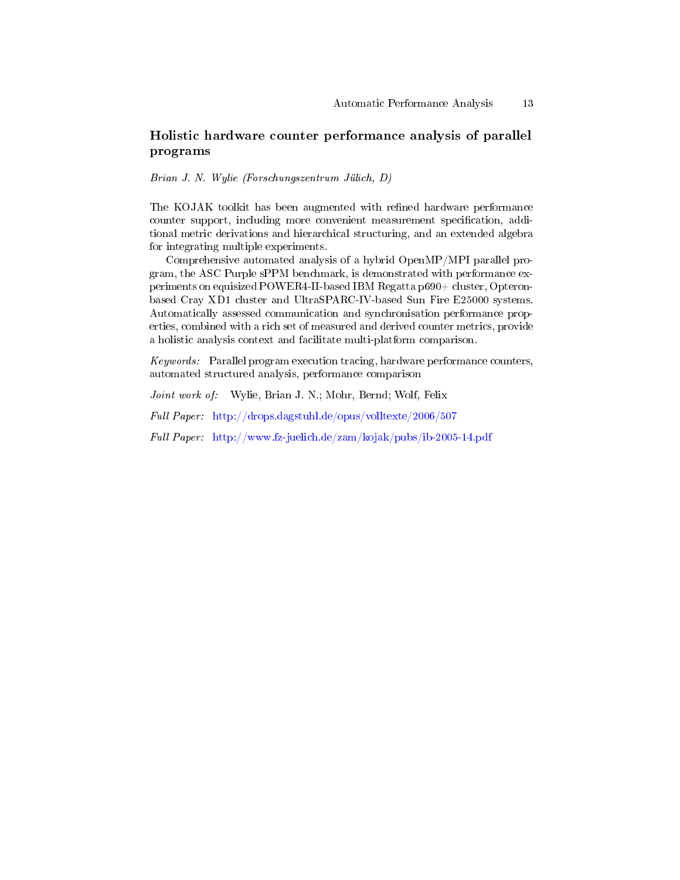## Holistic hardware counter performance analysis of parallel programs

*Brian J. N. Wylie (Forschungszentrum Jülich, D)*

The KOJAK toolkit has been augmented with refined hardware performance counter support, including more convenient measurement specification, additional metric derivations and hierarchical structuring, and an extended algebra for integrating multiple experiments.

Comprehensive automated analysis of a hybrid OpenMP/MPI parallel program, the ASC Purple sPPM benchmark, is demonstrated with performance experiments on equisized POWER4-II-based IBM Regatta p690+ cluster, Opteron-based Cray XD1 cluster and UltraSPARC-IV-based Sun Fire E25000 systems. Automatically assessed communication and synchronisation performance properties, combined with a rich set of measured and derived counter metrics, provide a holistic analysis context and facilitate multi-platform comparison.

*Keywords:* Parallel program execution tracing, hardware performance counters, automated structured analysis, performance comparison

*Joint work of:* Wylie, Brian J. N.; Mohr, Bernd; Wolf, Felix

*Full Paper:* http://drops.dagstuhl.de/opus/volltexte/2006/507

*Full Paper:* http://www.fz-juelich.de/zam/kojak/pubs/ib-2005-14.pdf